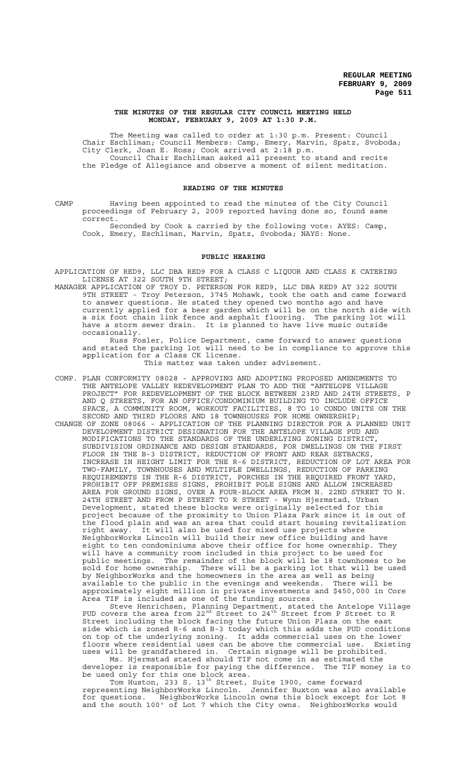**THE MINUTES OF THE REGULAR CITY COUNCIL MEETING HELD MONDAY, FEBRUARY 9, 2009 AT 1:30 P.M.**

The Meeting was called to order at 1:30 p.m. Present: Council Chair Eschliman; Council Members: Camp, Emery, Marvin, Spatz, Svoboda; City Clerk, Joan E. Ross; Cook arrived at 2:18 p.m.

Council Chair Eschliman asked all present to stand and recite the Pledge of Allegiance and observe a moment of silent meditation.

**READING OF THE MINUTES**

CAMP Having been appointed to read the minutes of the City Council proceedings of February 2, 2009 reported having done so, found same correct.

Seconded by Cook & carried by the following vote: AYES: Camp, Cook, Emery, Eschliman, Marvin, Spatz, Svoboda; NAYS: None.

**PUBLIC HEARING**

APPLICATION OF RED9, LLC DBA RED9 FOR A CLASS C LIQUOR AND CLASS K CATERING LICENSE AT 322 SOUTH 9TH STREET;

MANAGER APPLICATION OF TROY D. PETERSON FOR RED9, LLC DBA RED9 AT 322 SOUTH 9TH STREET - Troy Peterson, 3745 Mohawk, took the oath and came forward to answer questions. He stated they opened two months ago and have currently applied for a beer garden which will be on the north side with a six foot chain link fence and asphalt flooring. The parking lot will have a storm sewer drain. It is planned to have live music outside occasionally.

Russ Fosler, Police Department, came forward to answer questions and stated the parking lot will need to be in compliance to approve this application for a Class CK license.

This matter was taken under advisement.

COMP. PLAN CONFORMITY 08028 - APPROVING AND ADOPTING PROPOSED AMENDMENTS TO THE ANTELOPE VALLEY REDEVELOPMENT PLAN TO ADD THE "ANTELOPE VILLAGE PROJECT" FOR REDEVELOPMENT OF THE BLOCK BETWEEN 23RD AND 24TH STREETS, P AND Q STREETS, FOR AN OFFICE/CONDOMINIUM BUILDING TO INCLUDE OFFICE SPACE, A COMMUNITY ROOM, WORKOUT FACILITIES, 8 TO 10 CONDO UNITS ON THE SECOND AND THIRD FLOORS AND 18 TOWNHOUSES FOR HOME OWNERSHIP;

CHANGE OF ZONE 08066 - APPLICATION OF THE PLANNING DIRECTOR FOR A PLANNED UNIT DEVELOPMENT DISTRICT DESIGNATION FOR THE ANTELOPE VILLAGE PUD AND MODIFICATIONS TO THE STANDARDS OF THE UNDERLYING ZONING DISTRICT, SUBDIVISION ORDINANCE AND DESIGN STANDARDS, FOR DWELLINGS ON THE FIRST FLOOR IN THE B-3 DISTRICT, REDUCTION OF FRONT AND REAR SETBACKS, INCREASE IN HEIGHT LIMIT FOR THE R-6 DISTRICT, REDUCTION OF LOT AREA FOR TWO-FAMILY, TOWNHOUSES AND MULTIPLE DWELLINGS, REDUCTION OF PARKING REQUIREMENTS IN THE R-6 DISTRICT, PORCHES IN THE REQUIRED FRONT YARD, PROHIBIT OFF PREMISES SIGNS, PROHIBIT POLE SIGNS AND ALLOW INCREASED AREA FOR GROUND SIGNS, OVER A FOUR-BLOCK AREA FROM N. 22ND STREET TO N. 24TH STREET AND FROM P STREET TO R STREET - Wynn Hjermstad, Urban Development, stated these blocks were originally selected for this project because of the proximity to Union Plaza Park since it is out of the flood plain and was an area that could start housing revitalization right away. It will also be used for mixed use projects where NeighborWorks Lincoln will build their new office building and have eight to ten condominiums above their office for home ownership. They will have a community room included in this project to be used for public meetings. The remainder of the block will be 18 townhomes to be sold for home ownership. There will be a parking lot that will be used by NeighborWorks and the homeowners in the area as well as being available to the public in the evenings and weekends. There will be approximately eight million in private investments and $450,000 in Core Area TIF is included as one of the funding sources.

Steve Henrichsen, Planning Department, stated the Antelope Village PUD covers the area from 22nd Street to 24th Street from P Street to R Street including the block facing the future Union Plaza on the east side which is zoned R-6 and B-3 today which this adds the PUD conditions on top of the underlying zoning. It adds commercial uses on the lower floors where residential uses can be above the commercial use. Existing uses will be grandfathered in. Certain signage will be prohibited.

Ms. Hjermstad stated should TIF not come in as estimated the developer is responsible for paying the difference. The TIF money is to be used only for this one block area.

Tom Huston, 233 S. 13th Street, Suite 1900, came forward representing NeighborWorks Lincoln. Jennifer Buxton was also available for questions. NeighborWorks Lincoln owns this block except for Lot 8 and the south 100' of Lot 7 which the City owns. NeighborWorks would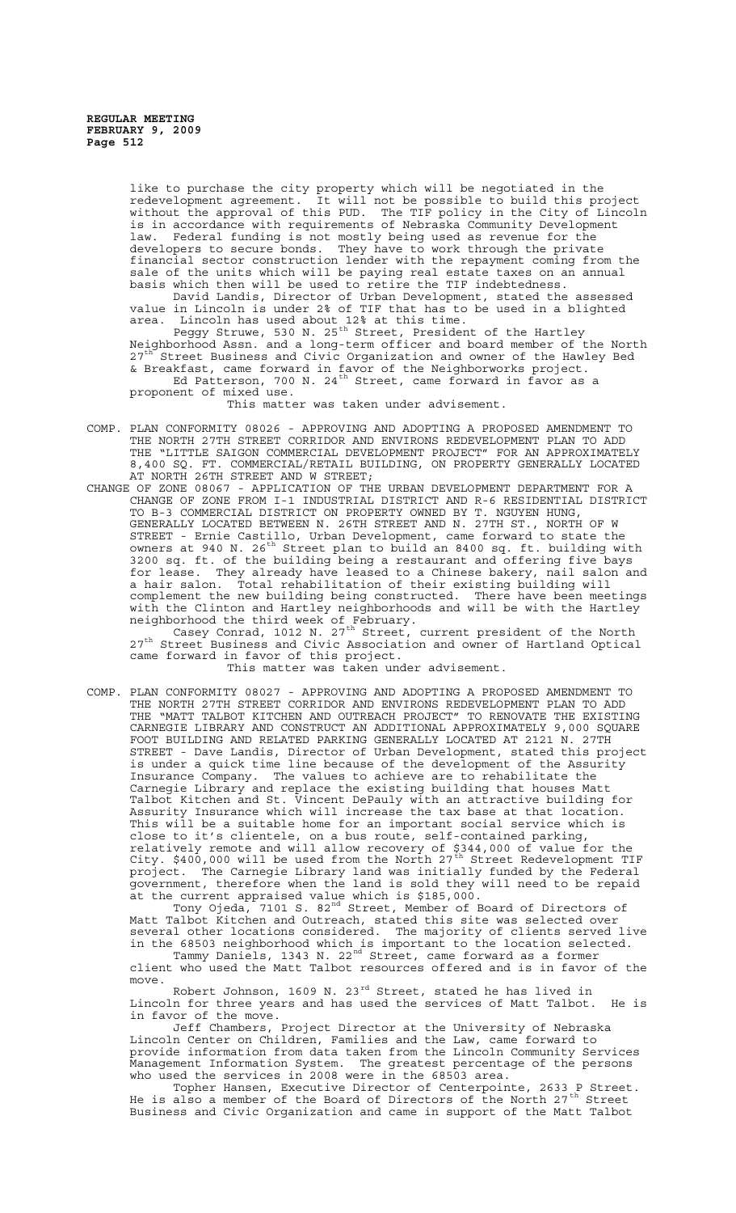like to purchase the city property which will be negotiated in the redevelopment agreement. It will not be possible to build this project without the approval of this PUD. The TIF policy in the City of Lincoln is in accordance with requirements of Nebraska Community Development law. Federal funding is not mostly being used as revenue for the developers to secure bonds. They have to work through the private financial sector construction lender with the repayment coming from the sale of the units which will be paying real estate taxes on an annual basis which then will be used to retire the TIF indebtedness.

David Landis, Director of Urban Development, stated the assessed value in Lincoln is under 2% of TIF that has to be used in a blighted area. Lincoln has used about 12% at this time.

Peggy Struwe, 530 N. 25th Street, President of the Hartley Neighborhood Assn. and a long-term officer and board member of the North 27th Street Business and Civic Organization and owner of the Hawley Bed & Breakfast, came forward in favor of the Neighborworks project.

Ed Patterson, 700 N. 24th Street, came forward in favor as a proponent of mixed use.

This matter was taken under advisement.

COMP. PLAN CONFORMITY 08026 - APPROVING AND ADOPTING A PROPOSED AMENDMENT TO THE NORTH 27TH STREET CORRIDOR AND ENVIRONS REDEVELOPMENT PLAN TO ADD THE "LITTLE SAIGON COMMERCIAL DEVELOPMENT PROJECT" FOR AN APPROXIMATELY 8,400 SQ. FT. COMMERCIAL/RETAIL BUILDING, ON PROPERTY GENERALLY LOCATED AT NORTH 26TH STREET AND W STREET;

CHANGE OF ZONE 08067 - APPLICATION OF THE URBAN DEVELOPMENT DEPARTMENT FOR A CHANGE OF ZONE FROM I-1 INDUSTRIAL DISTRICT AND R-6 RESIDENTIAL DISTRICT TO B-3 COMMERCIAL DISTRICT ON PROPERTY OWNED BY T. NGUYEN HUNG, GENERALLY LOCATED BETWEEN N. 26TH STREET AND N. 27TH ST., NORTH OF W STREET - Ernie Castillo, Urban Development, came forward to state the owners at 940 N. 26th Street plan to build an 8400 sq. ft. building with 3200 sq. ft. of the building being a restaurant and offering five bays for lease. They already have leased to a Chinese bakery, nail salon and a hair salon. Total rehabilitation of their existing building will complement the new building being constructed. There have been meetings with the Clinton and Hartley neighborhoods and will be with the Hartley neighborhood the third week of February.

Casey Conrad, 1012 N. 27th Street, current president of the North 27th Street Business and Civic Association and owner of Hartland Optical came forward in favor of this project.

This matter was taken under advisement.

COMP. PLAN CONFORMITY 08027 - APPROVING AND ADOPTING A PROPOSED AMENDMENT TO THE NORTH 27TH STREET CORRIDOR AND ENVIRONS REDEVELOPMENT PLAN TO ADD THE "MATT TALBOT KITCHEN AND OUTREACH PROJECT" TO RENOVATE THE EXISTING CARNEGIE LIBRARY AND CONSTRUCT AN ADDITIONAL APPROXIMATELY 9,000 SQUARE FOOT BUILDING AND RELATED PARKING GENERALLY LOCATED AT 2121 N. 27TH STREET - Dave Landis, Director of Urban Development, stated this project is under a quick time line because of the development of the Assurity Insurance Company. The values to achieve are to rehabilitate the Carnegie Library and replace the existing building that houses Matt Talbot Kitchen and St. Vincent DePauly with an attractive building for Assurity Insurance which will increase the tax base at that location. This will be a suitable home for an important social service which is close to it's clientele, on a bus route, self-contained parking, relatively remote and will allow recovery of $344,000 of value for the City. $400,000 will be used from the North 27th Street Redevelopment TIF project. The Carnegie Library land was initially funded by the Federal government, therefore when the land is sold they will need to be repaid at the current appraised value which is $185,000.

Tony Ojeda, 7101 S. 82nd Street, Member of Board of Directors of Matt Talbot Kitchen and Outreach, stated this site was selected over several other locations considered. The majority of clients served live in the 68503 neighborhood which is important to the location selected.

Tammy Daniels, 1343 N. 22nd Street, came forward as a former client who used the Matt Talbot resources offered and is in favor of the move.

Robert Johnson, 1609 N. 23rd Street, stated he has lived in Lincoln for three years and has used the services of Matt Talbot. He is in favor of the move.

Jeff Chambers, Project Director at the University of Nebraska Lincoln Center on Children, Families and the Law, came forward to provide information from data taken from the Lincoln Community Services Management Information System. The greatest percentage of the persons who used the services in 2008 were in the 68503 area.

Topher Hansen, Executive Director of Centerpointe, 2633 P Street. He is also a member of the Board of Directors of the North 27th Street Business and Civic Organization and came in support of the Matt Talbot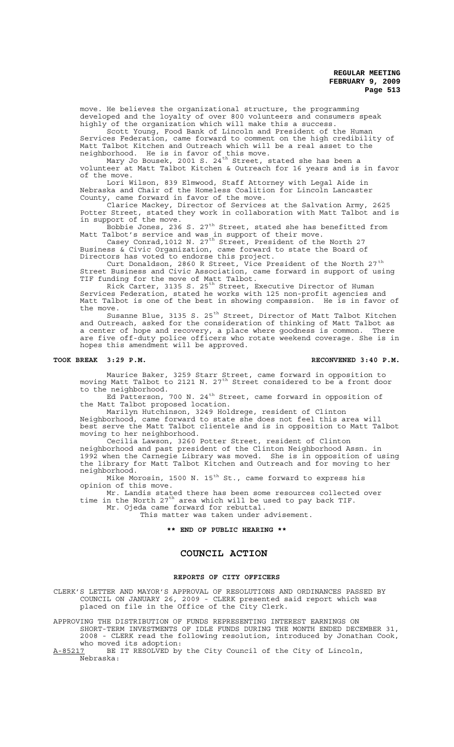move. He believes the organizational structure, the programming developed and the loyalty of over 800 volunteers and consumers speak highly of the organization which will make this a success.

Scott Young, Food Bank of Lincoln and President of the Human Services Federation, came forward to comment on the high credibility of Matt Talbot Kitchen and Outreach which will be a real asset to the neighborhood. He is in favor of this move.

Mary Jo Bousek, 2001 S. 24th Street, stated she has been a volunteer at Matt Talbot Kitchen & Outreach for 16 years and is in favor of the move.

Lori Wilson, 839 Elmwood, Staff Attorney with Legal Aide in Nebraska and Chair of the Homeless Coalition for Lincoln Lancaster County, came forward in favor of the move.

Clarice Mackey, Director of Services at the Salvation Army, 2625 Potter Street, stated they work in collaboration with Matt Talbot and is in support of the move.

Bobbie Jones, 236 S. 27th Street, stated she has benefitted from Matt Talbot's service and was in support of their move.

Casey Conrad,1012 N. 27th Street, President of the North 27 Business & Civic Organization, came forward to state the Board of Directors has voted to endorse this project.

Curt Donaldson, 2860 R Street, Vice President of the North 27th Street Business and Civic Association, came forward in support of using TIF funding for the move of Matt Talbot.

Rick Carter, 3135 S. 25th Street, Executive Director of Human Services Federation, stated he works with 125 non-profit agencies and Matt Talbot is one of the best in showing compassion. He is in favor of the move.

Susanne Blue, 3135 S. 25th Street, Director of Matt Talbot Kitchen and Outreach, asked for the consideration of thinking of Matt Talbot as a center of hope and recovery, a place where goodness is common. There are five off-duty police officers who rotate weekend coverage. She is in hopes this amendment will be approved.

**TOOK BREAK 3:29 P.M.** **RECONVENED 3:40 P.M.**

Maurice Baker, 3259 Starr Street, came forward in opposition to moving Matt Talbot to 2121 N. 27th Street considered to be a front door to the neighborhood.

Ed Patterson, 700 N. 24th Street, came forward in opposition of the Matt Talbot proposed location.

Marilyn Hutchinson, 3249 Holdrege, resident of Clinton Neighborhood, came forward to state she does not feel this area will best serve the Matt Talbot clientele and is in opposition to Matt Talbot moving to her neighborhood.

Cecilia Lawson, 3260 Potter Street, resident of Clinton neighborhood and past president of the Clinton Neighborhood Assn. in 1992 when the Carnegie Library was moved. She is in opposition of using the library for Matt Talbot Kitchen and Outreach and for moving to her neighborhood.

Mike Morosin, 1500 N. 15th St., came forward to express his opinion of this move.

Mr. Landis stated there has been some resources collected over time in the North 27th area which will be used to pay back TIF.

Mr. Ojeda came forward for rebuttal.

This matter was taken under advisement.

**\*\* END OF PUBLIC HEARING \*\***

## COUNCIL ACTION

### REPORTS OF CITY OFFICERS

CLERK'S LETTER AND MAYOR'S APPROVAL OF RESOLUTIONS AND ORDINANCES PASSED BY COUNCIL ON JANUARY 26, 2009 - CLERK presented said report which was placed on file in the Office of the City Clerk.

APPROVING THE DISTRIBUTION OF FUNDS REPRESENTING INTEREST EARNINGS ON SHORT-TERM INVESTMENTS OF IDLE FUNDS DURING THE MONTH ENDED DECEMBER 31, 2008 - CLERK read the following resolution, introduced by Jonathan Cook, who moved its adoption:

A-85217 BE IT RESOLVED by the City Council of the City of Lincoln, Nebraska: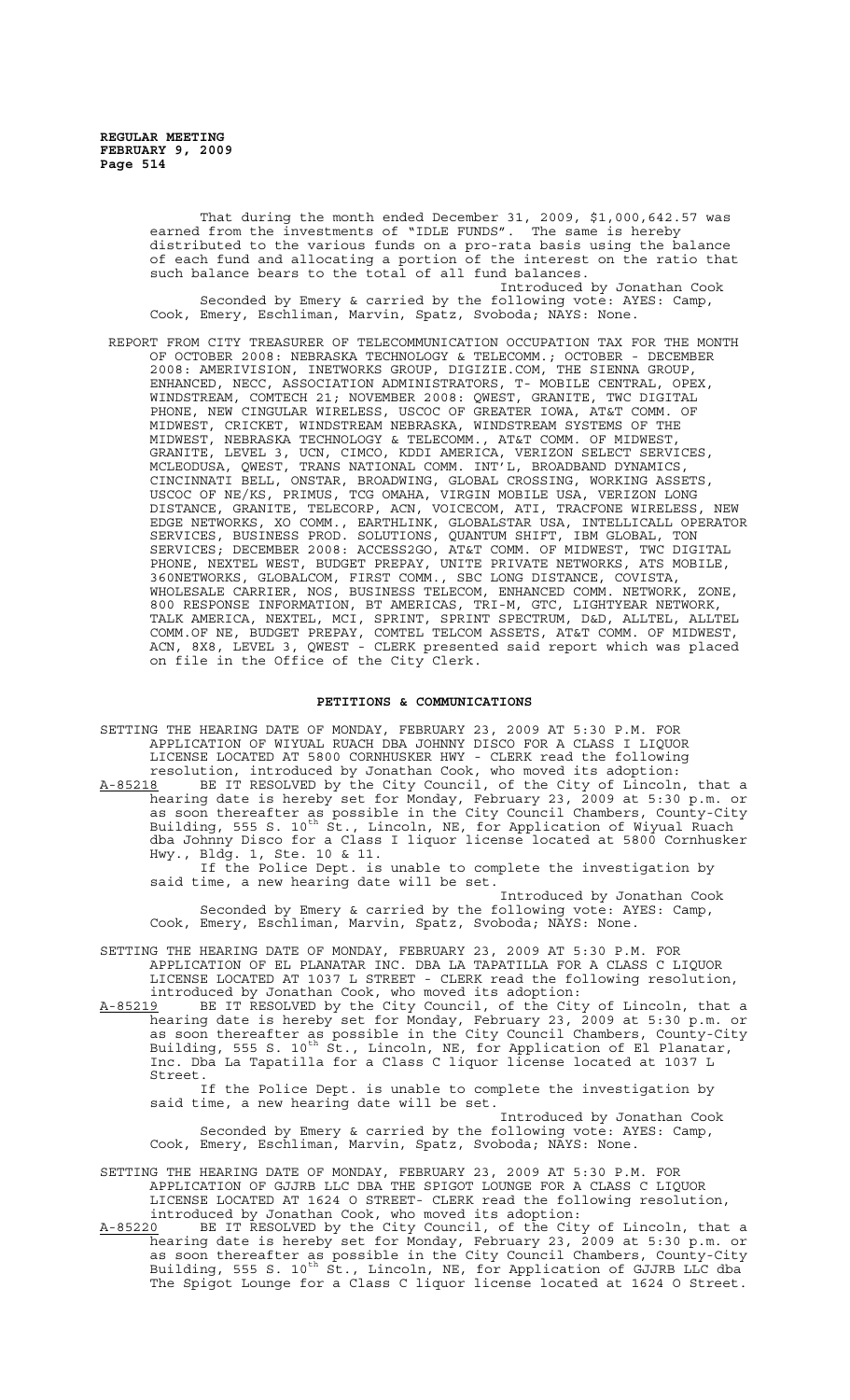That during the month ended December 31, 2009, $1,000,642.57 was earned from the investments of "IDLE FUNDS". The same is hereby distributed to the various funds on a pro-rata basis using the balance of each fund and allocating a portion of the interest on the ratio that such balance bears to the total of all fund balances.

Introduced by Jonathan Cook

Seconded by Emery & carried by the following vote: AYES: Camp, Cook, Emery, Eschliman, Marvin, Spatz, Svoboda; NAYS: None.

REPORT FROM CITY TREASURER OF TELECOMMUNICATION OCCUPATION TAX FOR THE MONTH OF OCTOBER 2008: NEBRASKA TECHNOLOGY & TELECOMM.; OCTOBER - DECEMBER 2008: AMERIVISION, INETWORKS GROUP, DIGIZIE.COM, THE SIENNA GROUP, ENHANCED, NECC, ASSOCIATION ADMINISTRATORS, T- MOBILE CENTRAL, OPEX, WINDSTREAM, COMTECH 21; NOVEMBER 2008: QWEST, GRANITE, TWC DIGITAL PHONE, NEW CINGULAR WIRELESS, USCOC OF GREATER IOWA, AT&T COMM. OF MIDWEST, CRICKET, WINDSTREAM NEBRASKA, WINDSTREAM SYSTEMS OF THE MIDWEST, NEBRASKA TECHNOLOGY & TELECOMM., AT&T COMM. OF MIDWEST, GRANITE, LEVEL 3, UCN, CIMCO, KDDI AMERICA, VERIZON SELECT SERVICES, MCLEODUSA, QWEST, TRANS NATIONAL COMM. INT'L, BROADBAND DYNAMICS, CINCINNATI BELL, ONSTAR, BROADWING, GLOBAL CROSSING, WORKING ASSETS, USCOC OF NE/KS, PRIMUS, TCG OMAHA, VIRGIN MOBILE USA, VERIZON LONG DISTANCE, GRANITE, TELECORP, ACN, VOICECOM, ATI, TRACFONE WIRELESS, NEW EDGE NETWORKS, XO COMM., EARTHLINK, GLOBALSTAR USA, INTELLICALL OPERATOR SERVICES, BUSINESS PROD. SOLUTIONS, QUANTUM SHIFT, IBM GLOBAL, TON SERVICES; DECEMBER 2008: ACCESS2GO, AT&T COMM. OF MIDWEST, TWC DIGITAL PHONE, NEXTEL WEST, BUDGET PREPAY, UNITE PRIVATE NETWORKS, ATS MOBILE, 360NETWORKS, GLOBALCOM, FIRST COMM., SBC LONG DISTANCE, COVISTA, WHOLESALE CARRIER, NOS, BUSINESS TELECOM, ENHANCED COMM. NETWORK, ZONE, 800 RESPONSE INFORMATION, BT AMERICAS, TRI-M, GTC, LIGHTYEAR NETWORK, TALK AMERICA, NEXTEL, MCI, SPRINT, SPRINT SPECTRUM, D&D, ALLTEL, ALLTEL COMM.OF NE, BUDGET PREPAY, COMTEL TELCOM ASSETS, AT&T COMM. OF MIDWEST, ACN, 8X8, LEVEL 3, QWEST - CLERK presented said report which was placed on file in the Office of the City Clerk.

## PETITIONS & COMMUNICATIONS

SETTING THE HEARING DATE OF MONDAY, FEBRUARY 23, 2009 AT 5:30 P.M. FOR APPLICATION OF WIYUAL RUACH DBA JOHNNY DISCO FOR A CLASS I LIQUOR LICENSE LOCATED AT 5800 CORNHUSKER HWY - CLERK read the following resolution, introduced by Jonathan Cook, who moved its adoption:

A-85218 BE IT RESOLVED by the City Council, of the City of Lincoln, that a hearing date is hereby set for Monday, February 23, 2009 at 5:30 p.m. or as soon thereafter as possible in the City Council Chambers, County-City Building, 555 S. 10th St., Lincoln, NE, for Application of Wiyual Ruach dba Johnny Disco for a Class I liquor license located at 5800 Cornhusker Hwy., Bldg. 1, Ste. 10 & 11.

If the Police Dept. is unable to complete the investigation by said time, a new hearing date will be set.

Introduced by Jonathan Cook

Seconded by Emery & carried by the following vote: AYES: Camp, Cook, Emery, Eschliman, Marvin, Spatz, Svoboda; NAYS: None.

SETTING THE HEARING DATE OF MONDAY, FEBRUARY 23, 2009 AT 5:30 P.M. FOR APPLICATION OF EL PLANATAR INC. DBA LA TAPATILLA FOR A CLASS C LIQUOR LICENSE LOCATED AT 1037 L STREET - CLERK read the following resolution, introduced by Jonathan Cook, who moved its adoption:

A-85219 BE IT RESOLVED by the City Council, of the City of Lincoln, that a hearing date is hereby set for Monday, February 23, 2009 at 5:30 p.m. or as soon thereafter as possible in the City Council Chambers, County-City Building, 555 S. 10th St., Lincoln, NE, for Application of El Planatar, Inc. Dba La Tapatilla for a Class C liquor license located at 1037 L Street.

If the Police Dept. is unable to complete the investigation by said time, a new hearing date will be set.

Introduced by Jonathan Cook

Seconded by Emery & carried by the following vote: AYES: Camp, Cook, Emery, Eschliman, Marvin, Spatz, Svoboda; NAYS: None.

SETTING THE HEARING DATE OF MONDAY, FEBRUARY 23, 2009 AT 5:30 P.M. FOR APPLICATION OF GJJRB LLC DBA THE SPIGOT LOUNGE FOR A CLASS C LIQUOR LICENSE LOCATED AT 1624 O STREET- CLERK read the following resolution, introduced by Jonathan Cook, who moved its adoption:

A-85220 BE IT RESOLVED by the City Council, of the City of Lincoln, that a hearing date is hereby set for Monday, February 23, 2009 at 5:30 p.m. or as soon thereafter as possible in the City Council Chambers, County-City Building, 555 S. 10th St., Lincoln, NE, for Application of GJJRB LLC dba The Spigot Lounge for a Class C liquor license located at 1624 O Street.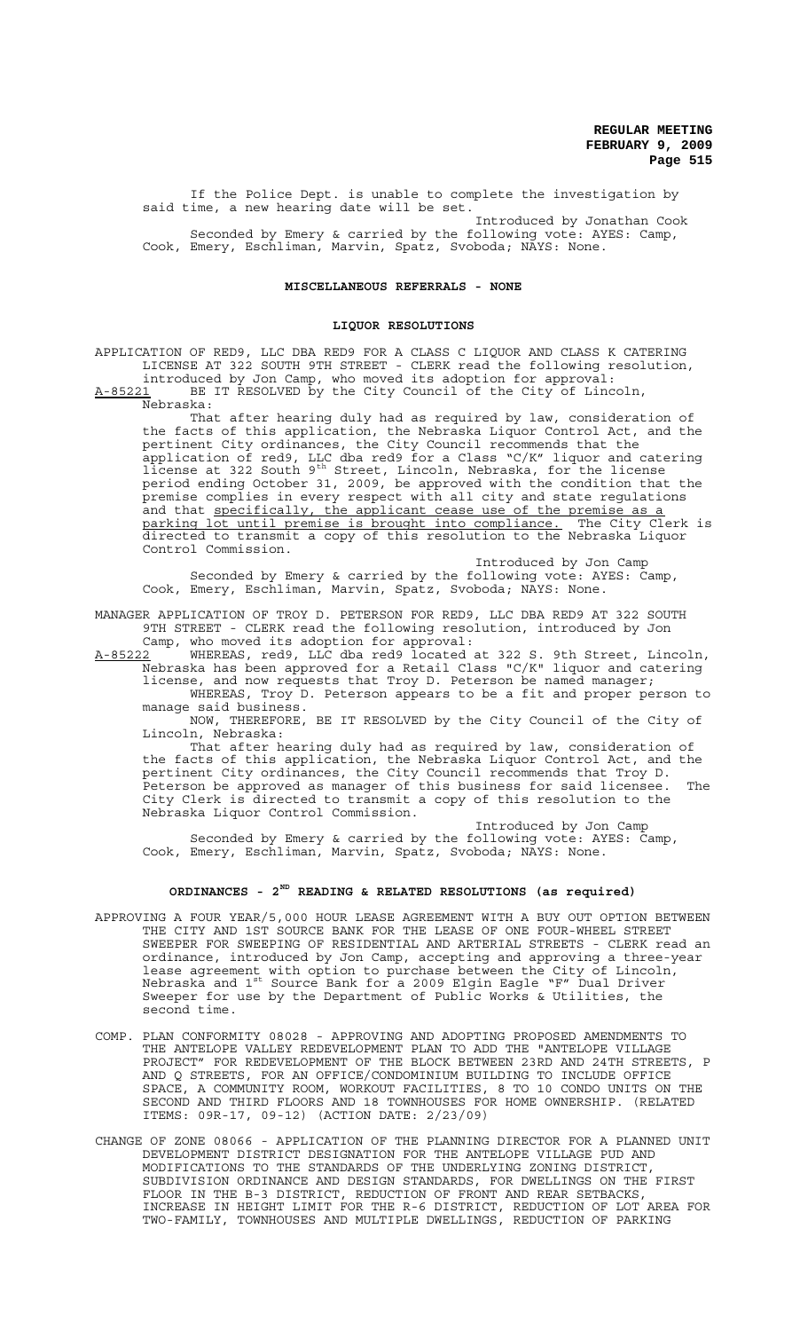If the Police Dept. is unable to complete the investigation by said time, a new hearing date will be set.

Introduced by Jonathan Cook

Seconded by Emery & carried by the following vote: AYES: Camp, Cook, Emery, Eschliman, Marvin, Spatz, Svoboda; NAYS: None.

**MISCELLANEOUS REFERRALS - NONE**

**LIQUOR RESOLUTIONS**

APPLICATION OF RED9, LLC DBA RED9 FOR A CLASS C LIQUOR AND CLASS K CATERING LICENSE AT 322 SOUTH 9TH STREET - CLERK read the following resolution, introduced by Jon Camp, who moved its adoption for approval:

A-85221 BE IT RESOLVED by the City Council of the City of Lincoln, Nebraska:

That after hearing duly had as required by law, consideration of the facts of this application, the Nebraska Liquor Control Act, and the pertinent City ordinances, the City Council recommends that the application of red9, LLC dba red9 for a Class "C/K" liquor and catering license at 322 South 9th Street, Lincoln, Nebraska, for the license period ending October 31, 2009, be approved with the condition that the premise complies in every respect with all city and state regulations and that specifically, the applicant cease use of the premise as a parking lot until premise is brought into compliance. The City Clerk is directed to transmit a copy of this resolution to the Nebraska Liquor Control Commission.

Introduced by Jon Camp

Seconded by Emery & carried by the following vote: AYES: Camp, Cook, Emery, Eschliman, Marvin, Spatz, Svoboda; NAYS: None.

MANAGER APPLICATION OF TROY D. PETERSON FOR RED9, LLC DBA RED9 AT 322 SOUTH 9TH STREET - CLERK read the following resolution, introduced by Jon Camp, who moved its adoption for approval:

A-85222 WHEREAS, red9, LLC dba red9 located at 322 S. 9th Street, Lincoln, Nebraska has been approved for a Retail Class "C/K" liquor and catering license, and now requests that Troy D. Peterson be named manager;

WHEREAS, Troy D. Peterson appears to be a fit and proper person to manage said business.

NOW, THEREFORE, BE IT RESOLVED by the City Council of the City of Lincoln, Nebraska:

That after hearing duly had as required by law, consideration of the facts of this application, the Nebraska Liquor Control Act, and the pertinent City ordinances, the City Council recommends that Troy D. Peterson be approved as manager of this business for said licensee. The City Clerk is directed to transmit a copy of this resolution to the Nebraska Liquor Control Commission.

Introduced by Jon Camp

Seconded by Emery & carried by the following vote: AYES: Camp, Cook, Emery, Eschliman, Marvin, Spatz, Svoboda; NAYS: None.

**ORDINANCES - 2ND READING & RELATED RESOLUTIONS (as required)**

APPROVING A FOUR YEAR/5,000 HOUR LEASE AGREEMENT WITH A BUY OUT OPTION BETWEEN THE CITY AND 1ST SOURCE BANK FOR THE LEASE OF ONE FOUR-WHEEL STREET SWEEPER FOR SWEEPING OF RESIDENTIAL AND ARTERIAL STREETS - CLERK read an ordinance, introduced by Jon Camp, accepting and approving a three-year lease agreement with option to purchase between the City of Lincoln, Nebraska and 1st Source Bank for a 2009 Elgin Eagle "F" Dual Driver Sweeper for use by the Department of Public Works & Utilities, the second time.

COMP. PLAN CONFORMITY 08028 - APPROVING AND ADOPTING PROPOSED AMENDMENTS TO THE ANTELOPE VALLEY REDEVELOPMENT PLAN TO ADD THE "ANTELOPE VILLAGE PROJECT" FOR REDEVELOPMENT OF THE BLOCK BETWEEN 23RD AND 24TH STREETS, P AND Q STREETS, FOR AN OFFICE/CONDOMINIUM BUILDING TO INCLUDE OFFICE SPACE, A COMMUNITY ROOM, WORKOUT FACILITIES, 8 TO 10 CONDO UNITS ON THE SECOND AND THIRD FLOORS AND 18 TOWNHOUSES FOR HOME OWNERSHIP. (RELATED ITEMS: 09R-17, 09-12) (ACTION DATE: 2/23/09)

CHANGE OF ZONE 08066 - APPLICATION OF THE PLANNING DIRECTOR FOR A PLANNED UNIT DEVELOPMENT DISTRICT DESIGNATION FOR THE ANTELOPE VILLAGE PUD AND MODIFICATIONS TO THE STANDARDS OF THE UNDERLYING ZONING DISTRICT, SUBDIVISION ORDINANCE AND DESIGN STANDARDS, FOR DWELLINGS ON THE FIRST FLOOR IN THE B-3 DISTRICT, REDUCTION OF FRONT AND REAR SETBACKS, INCREASE IN HEIGHT LIMIT FOR THE R-6 DISTRICT, REDUCTION OF LOT AREA FOR TWO-FAMILY, TOWNHOUSES AND MULTIPLE DWELLINGS, REDUCTION OF PARKING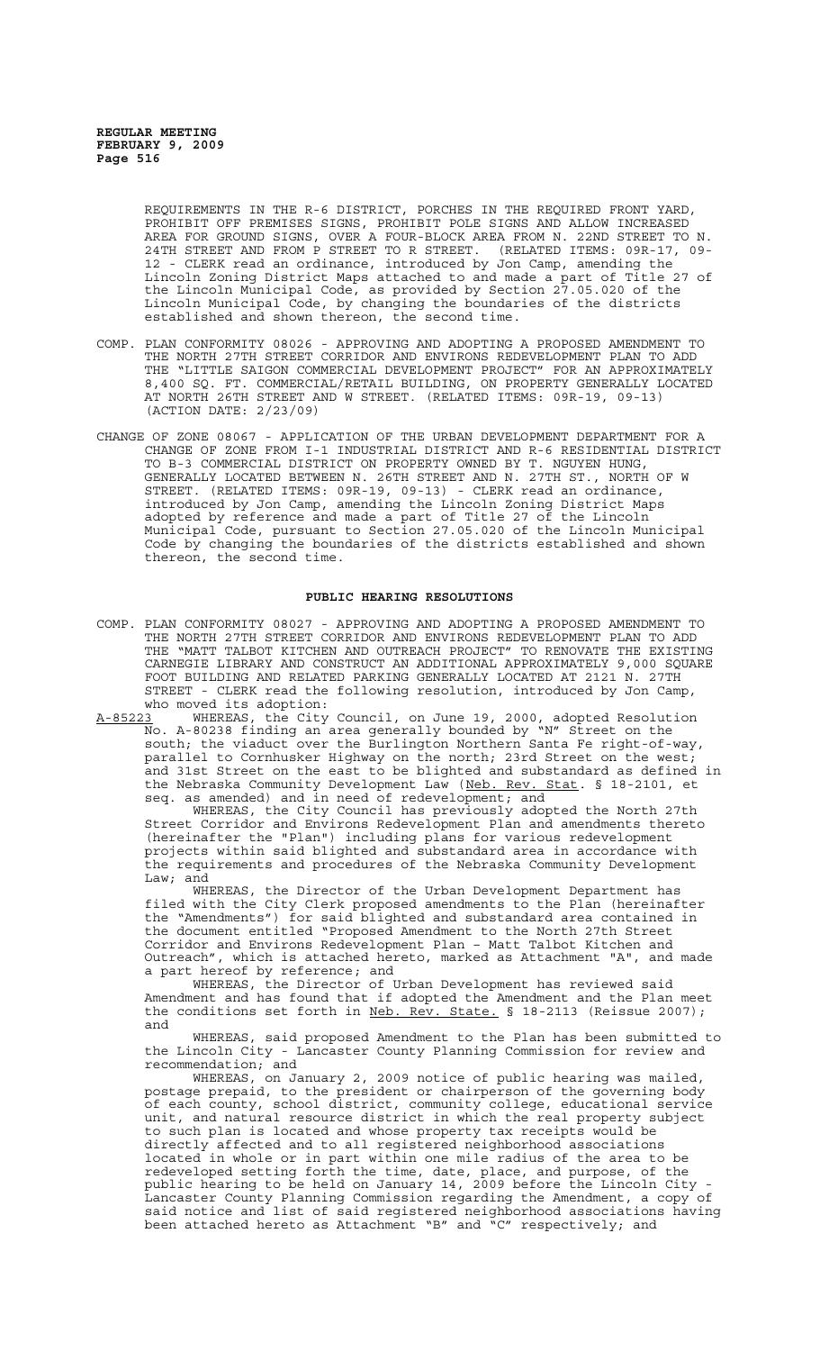REQUIREMENTS IN THE R-6 DISTRICT, PORCHES IN THE REQUIRED FRONT YARD, PROHIBIT OFF PREMISES SIGNS, PROHIBIT POLE SIGNS AND ALLOW INCREASED AREA FOR GROUND SIGNS, OVER A FOUR-BLOCK AREA FROM N. 22ND STREET TO N. 24TH STREET AND FROM P STREET TO R STREET. (RELATED ITEMS: 09R-17, 09-12 - CLERK read an ordinance, introduced by Jon Camp, amending the Lincoln Zoning District Maps attached to and made a part of Title 27 of the Lincoln Municipal Code, as provided by Section 27.05.020 of the Lincoln Municipal Code, by changing the boundaries of the districts established and shown thereon, the second time.

COMP. PLAN CONFORMITY 08026 - APPROVING AND ADOPTING A PROPOSED AMENDMENT TO THE NORTH 27TH STREET CORRIDOR AND ENVIRONS REDEVELOPMENT PLAN TO ADD THE "LITTLE SAIGON COMMERCIAL DEVELOPMENT PROJECT" FOR AN APPROXIMATELY 8,400 SQ. FT. COMMERCIAL/RETAIL BUILDING, ON PROPERTY GENERALLY LOCATED AT NORTH 26TH STREET AND W STREET. (RELATED ITEMS: 09R-19, 09-13) (ACTION DATE: 2/23/09)

CHANGE OF ZONE 08067 - APPLICATION OF THE URBAN DEVELOPMENT DEPARTMENT FOR A CHANGE OF ZONE FROM I-1 INDUSTRIAL DISTRICT AND R-6 RESIDENTIAL DISTRICT TO B-3 COMMERCIAL DISTRICT ON PROPERTY OWNED BY T. NGUYEN HUNG, GENERALLY LOCATED BETWEEN N. 26TH STREET AND N. 27TH ST., NORTH OF W STREET. (RELATED ITEMS: 09R-19, 09-13) - CLERK read an ordinance, introduced by Jon Camp, amending the Lincoln Zoning District Maps adopted by reference and made a part of Title 27 of the Lincoln Municipal Code, pursuant to Section 27.05.020 of the Lincoln Municipal Code by changing the boundaries of the districts established and shown thereon, the second time.

## PUBLIC HEARING RESOLUTIONS

COMP. PLAN CONFORMITY 08027 - APPROVING AND ADOPTING A PROPOSED AMENDMENT TO THE NORTH 27TH STREET CORRIDOR AND ENVIRONS REDEVELOPMENT PLAN TO ADD THE "MATT TALBOT KITCHEN AND OUTREACH PROJECT" TO RENOVATE THE EXISTING CARNEGIE LIBRARY AND CONSTRUCT AN ADDITIONAL APPROXIMATELY 9,000 SQUARE FOOT BUILDING AND RELATED PARKING GENERALLY LOCATED AT 2121 N. 27TH STREET - CLERK read the following resolution, introduced by Jon Camp, who moved its adoption:

A-85223 WHEREAS, the City Council, on June 19, 2000, adopted Resolution No. A-80238 finding an area generally bounded by "N" Street on the south; the viaduct over the Burlington Northern Santa Fe right-of-way, parallel to Cornhusker Highway on the north; 23rd Street on the west; and 31st Street on the east to be blighted and substandard as defined in the Nebraska Community Development Law (Neb. Rev. Stat. § 18-2101, et seq. as amended) and in need of redevelopment; and

WHEREAS, the City Council has previously adopted the North 27th Street Corridor and Environs Redevelopment Plan and amendments thereto (hereinafter the "Plan") including plans for various redevelopment projects within said blighted and substandard area in accordance with the requirements and procedures of the Nebraska Community Development Law; and

WHEREAS, the Director of the Urban Development Department has filed with the City Clerk proposed amendments to the Plan (hereinafter the "Amendments") for said blighted and substandard area contained in the document entitled "Proposed Amendment to the North 27th Street Corridor and Environs Redevelopment Plan – Matt Talbot Kitchen and Outreach", which is attached hereto, marked as Attachment "A", and made a part hereof by reference; and

WHEREAS, the Director of Urban Development has reviewed said Amendment and has found that if adopted the Amendment and the Plan meet the conditions set forth in Neb. Rev. State. § 18-2113 (Reissue 2007); and

WHEREAS, said proposed Amendment to the Plan has been submitted to the Lincoln City - Lancaster County Planning Commission for review and recommendation; and

WHEREAS, on January 2, 2009 notice of public hearing was mailed, postage prepaid, to the president or chairperson of the governing body of each county, school district, community college, educational service unit, and natural resource district in which the real property subject to such plan is located and whose property tax receipts would be directly affected and to all registered neighborhood associations located in whole or in part within one mile radius of the area to be redeveloped setting forth the time, date, place, and purpose, of the public hearing to be held on January 14, 2009 before the Lincoln City - Lancaster County Planning Commission regarding the Amendment, a copy of said notice and list of said registered neighborhood associations having been attached hereto as Attachment "B" and "C" respectively; and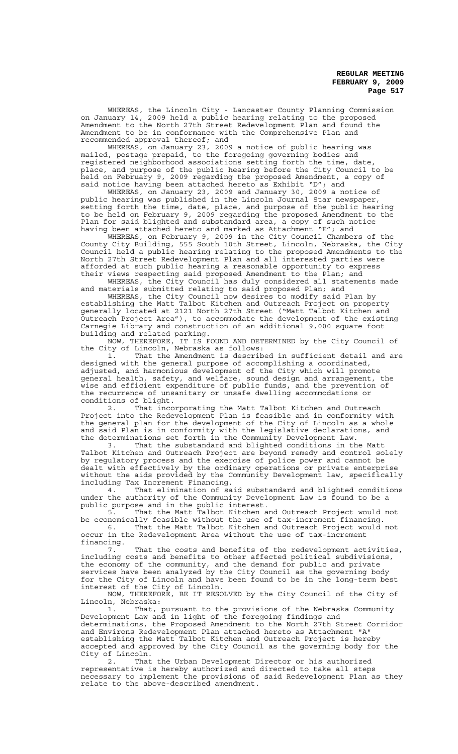WHEREAS, the Lincoln City - Lancaster County Planning Commission on January 14, 2009 held a public hearing relating to the proposed Amendment to the North 27th Street Redevelopment Plan and found the Amendment to be in conformance with the Comprehensive Plan and recommended approval thereof; and

WHEREAS, on January 23, 2009 a notice of public hearing was mailed, postage prepaid, to the foregoing governing bodies and registered neighborhood associations setting forth the time, date, place, and purpose of the public hearing before the City Council to be held on February 9, 2009 regarding the proposed Amendment, a copy of said notice having been attached hereto as Exhibit "D"; and

WHEREAS, on January 23, 2009 and January 30, 2009 a notice of public hearing was published in the Lincoln Journal Star newspaper, setting forth the time, date, place, and purpose of the public hearing to be held on February 9, 2009 regarding the proposed Amendment to the Plan for said blighted and substandard area, a copy of such notice having been attached hereto and marked as Attachment "E"; and

WHEREAS, on February 9, 2009 in the City Council Chambers of the County City Building, 555 South 10th Street, Lincoln, Nebraska, the City Council held a public hearing relating to the proposed Amendments to the North 27th Street Redevelopment Plan and all interested parties were afforded at such public hearing a reasonable opportunity to express their views respecting said proposed Amendment to the Plan; and

WHEREAS, the City Council has duly considered all statements made and materials submitted relating to said proposed Plan; and

WHEREAS, the City Council now desires to modify said Plan by establishing the Matt Talbot Kitchen and Outreach Project on property generally located at 2121 North 27th Street ("Matt Talbot Kitchen and Outreach Project Area"), to accommodate the development of the existing Carnegie Library and construction of an additional 9,000 square foot building and related parking.

NOW, THEREFORE, IT IS FOUND AND DETERMINED by the City Council of the City of Lincoln, Nebraska as follows:

1. That the Amendment is described in sufficient detail and are designed with the general purpose of accomplishing a coordinated, adjusted, and harmonious development of the City which will promote general health, safety, and welfare, sound design and arrangement, the wise and efficient expenditure of public funds, and the prevention of the recurrence of unsanitary or unsafe dwelling accommodations or conditions of blight.

2. That incorporating the Matt Talbot Kitchen and Outreach Project into the Redevelopment Plan is feasible and in conformity with the general plan for the development of the City of Lincoln as a whole and said Plan is in conformity with the legislative declarations, and the determinations set forth in the Community Development Law.

3. That the substandard and blighted conditions in the Matt Talbot Kitchen and Outreach Project are beyond remedy and control solely by regulatory process and the exercise of police power and cannot be dealt with effectively by the ordinary operations or private enterprise without the aids provided by the Community Development law, specifically including Tax Increment Financing.

4. That elimination of said substandard and blighted conditions under the authority of the Community Development Law is found to be a public purpose and in the public interest.

5. That the Matt Talbot Kitchen and Outreach Project would not be economically feasible without the use of tax-increment financing.

6. That the Matt Talbot Kitchen and Outreach Project would not occur in the Redevelopment Area without the use of tax-increment financing.

7. That the costs and benefits of the redevelopment activities, including costs and benefits to other affected political subdivisions, the economy of the community, and the demand for public and private services have been analyzed by the City Council as the governing body for the City of Lincoln and have been found to be in the long-term best interest of the City of Lincoln.

NOW, THEREFORE, BE IT RESOLVED by the City Council of the City of Lincoln, Nebraska:

1. That, pursuant to the provisions of the Nebraska Community Development Law and in light of the foregoing findings and determinations, the Proposed Amendment to the North 27th Street Corridor and Environs Redevelopment Plan attached hereto as Attachment "A" establishing the Matt Talbot Kitchen and Outreach Project is hereby accepted and approved by the City Council as the governing body for the City of Lincoln.

2. That the Urban Development Director or his authorized representative is hereby authorized and directed to take all steps necessary to implement the provisions of said Redevelopment Plan as they relate to the above-described amendment.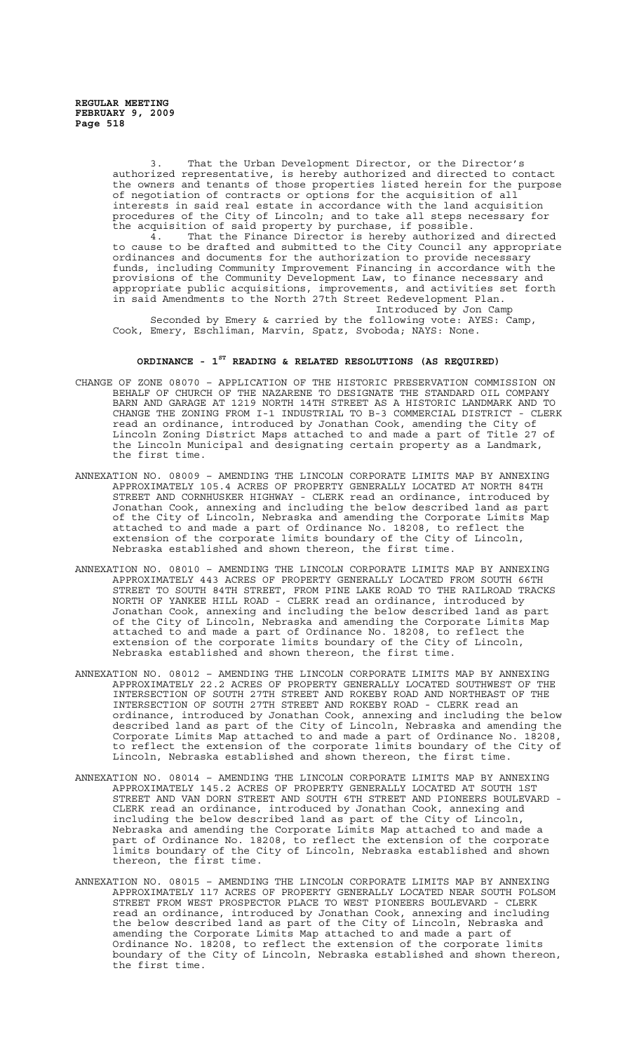3. That the Urban Development Director, or the Director's authorized representative, is hereby authorized and directed to contact the owners and tenants of those properties listed herein for the purpose of negotiation of contracts or options for the acquisition of all interests in said real estate in accordance with the land acquisition procedures of the City of Lincoln; and to take all steps necessary for the acquisition of said property by purchase, if possible.

4. That the Finance Director is hereby authorized and directed to cause to be drafted and submitted to the City Council any appropriate ordinances and documents for the authorization to provide necessary funds, including Community Improvement Financing in accordance with the provisions of the Community Development Law, to finance necessary and appropriate public acquisitions, improvements, and activities set forth in said Amendments to the North 27th Street Redevelopment Plan.

Introduced by Jon Camp

Seconded by Emery & carried by the following vote: AYES: Camp, Cook, Emery, Eschliman, Marvin, Spatz, Svoboda; NAYS: None.

## ORDINANCE - 1ST READING & RELATED RESOLUTIONS (AS REQUIRED)

CHANGE OF ZONE 08070 – APPLICATION OF THE HISTORIC PRESERVATION COMMISSION ON BEHALF OF CHURCH OF THE NAZARENE TO DESIGNATE THE STANDARD OIL COMPANY BARN AND GARAGE AT 1219 NORTH 14TH STREET AS A HISTORIC LANDMARK AND TO CHANGE THE ZONING FROM I-1 INDUSTRIAL TO B-3 COMMERCIAL DISTRICT - CLERK read an ordinance, introduced by Jonathan Cook, amending the City of Lincoln Zoning District Maps attached to and made a part of Title 27 of the Lincoln Municipal and designating certain property as a Landmark, the first time.

ANNEXATION NO. 08009 – AMENDING THE LINCOLN CORPORATE LIMITS MAP BY ANNEXING APPROXIMATELY 105.4 ACRES OF PROPERTY GENERALLY LOCATED AT NORTH 84TH STREET AND CORNHUSKER HIGHWAY - CLERK read an ordinance, introduced by Jonathan Cook, annexing and including the below described land as part of the City of Lincoln, Nebraska and amending the Corporate Limits Map attached to and made a part of Ordinance No. 18208, to reflect the extension of the corporate limits boundary of the City of Lincoln, Nebraska established and shown thereon, the first time.

ANNEXATION NO. 08010 – AMENDING THE LINCOLN CORPORATE LIMITS MAP BY ANNEXING APPROXIMATELY 443 ACRES OF PROPERTY GENERALLY LOCATED FROM SOUTH 66TH STREET TO SOUTH 84TH STREET, FROM PINE LAKE ROAD TO THE RAILROAD TRACKS NORTH OF YANKEE HILL ROAD - CLERK read an ordinance, introduced by Jonathan Cook, annexing and including the below described land as part of the City of Lincoln, Nebraska and amending the Corporate Limits Map attached to and made a part of Ordinance No. 18208, to reflect the extension of the corporate limits boundary of the City of Lincoln, Nebraska established and shown thereon, the first time.

ANNEXATION NO. 08012 – AMENDING THE LINCOLN CORPORATE LIMITS MAP BY ANNEXING APPROXIMATELY 22.2 ACRES OF PROPERTY GENERALLY LOCATED SOUTHWEST OF THE INTERSECTION OF SOUTH 27TH STREET AND ROKEBY ROAD AND NORTHEAST OF THE INTERSECTION OF SOUTH 27TH STREET AND ROKEBY ROAD - CLERK read an ordinance, introduced by Jonathan Cook, annexing and including the below described land as part of the City of Lincoln, Nebraska and amending the Corporate Limits Map attached to and made a part of Ordinance No. 18208, to reflect the extension of the corporate limits boundary of the City of Lincoln, Nebraska established and shown thereon, the first time.

ANNEXATION NO. 08014 – AMENDING THE LINCOLN CORPORATE LIMITS MAP BY ANNEXING APPROXIMATELY 145.2 ACRES OF PROPERTY GENERALLY LOCATED AT SOUTH 1ST STREET AND VAN DORN STREET AND SOUTH 6TH STREET AND PIONEERS BOULEVARD - CLERK read an ordinance, introduced by Jonathan Cook, annexing and including the below described land as part of the City of Lincoln, Nebraska and amending the Corporate Limits Map attached to and made a part of Ordinance No. 18208, to reflect the extension of the corporate limits boundary of the City of Lincoln, Nebraska established and shown thereon, the first time.

ANNEXATION NO. 08015 – AMENDING THE LINCOLN CORPORATE LIMITS MAP BY ANNEXING APPROXIMATELY 117 ACRES OF PROPERTY GENERALLY LOCATED NEAR SOUTH FOLSOM STREET FROM WEST PROSPECTOR PLACE TO WEST PIONEERS BOULEVARD - CLERK read an ordinance, introduced by Jonathan Cook, annexing and including the below described land as part of the City of Lincoln, Nebraska and amending the Corporate Limits Map attached to and made a part of Ordinance No. 18208, to reflect the extension of the corporate limits boundary of the City of Lincoln, Nebraska established and shown thereon, the first time.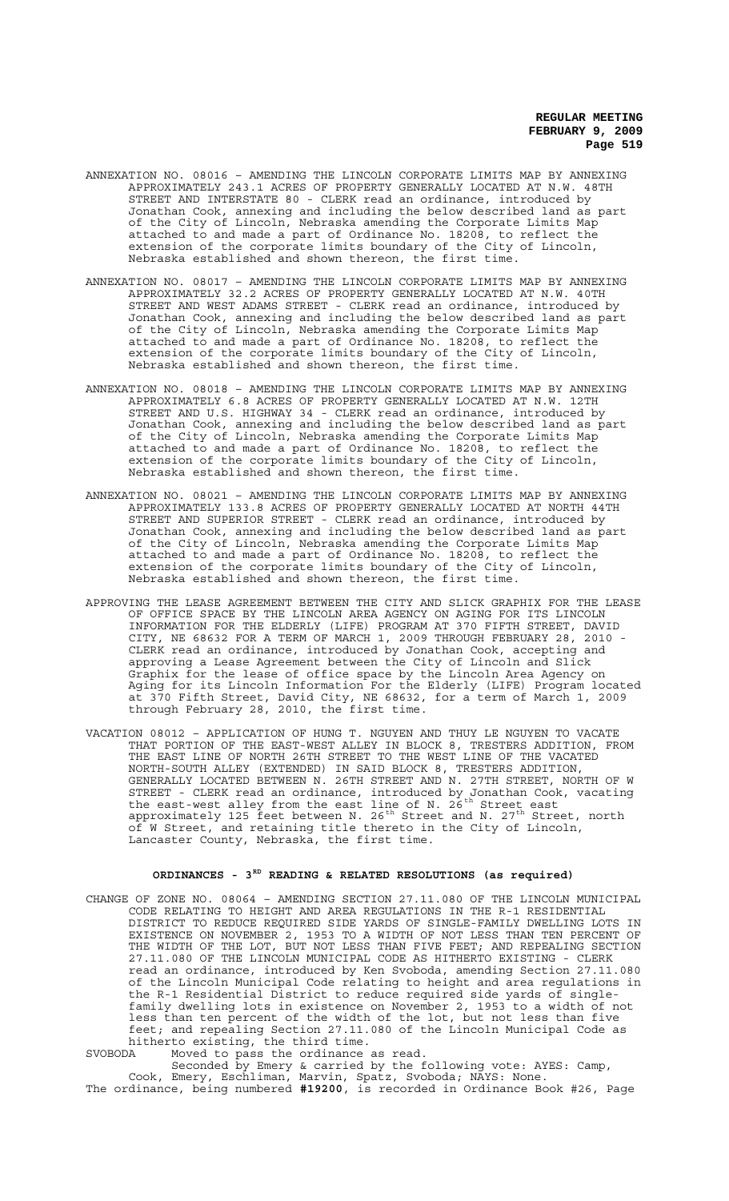ANNEXATION NO. 08016 – AMENDING THE LINCOLN CORPORATE LIMITS MAP BY ANNEXING APPROXIMATELY 243.1 ACRES OF PROPERTY GENERALLY LOCATED AT N.W. 48TH STREET AND INTERSTATE 80 - CLERK read an ordinance, introduced by Jonathan Cook, annexing and including the below described land as part of the City of Lincoln, Nebraska amending the Corporate Limits Map attached to and made a part of Ordinance No. 18208, to reflect the extension of the corporate limits boundary of the City of Lincoln, Nebraska established and shown thereon, the first time.

ANNEXATION NO. 08017 – AMENDING THE LINCOLN CORPORATE LIMITS MAP BY ANNEXING APPROXIMATELY 32.2 ACRES OF PROPERTY GENERALLY LOCATED AT N.W. 40TH STREET AND WEST ADAMS STREET - CLERK read an ordinance, introduced by Jonathan Cook, annexing and including the below described land as part of the City of Lincoln, Nebraska amending the Corporate Limits Map attached to and made a part of Ordinance No. 18208, to reflect the extension of the corporate limits boundary of the City of Lincoln, Nebraska established and shown thereon, the first time.

ANNEXATION NO. 08018 – AMENDING THE LINCOLN CORPORATE LIMITS MAP BY ANNEXING APPROXIMATELY 6.8 ACRES OF PROPERTY GENERALLY LOCATED AT N.W. 12TH STREET AND U.S. HIGHWAY 34 - CLERK read an ordinance, introduced by Jonathan Cook, annexing and including the below described land as part of the City of Lincoln, Nebraska amending the Corporate Limits Map attached to and made a part of Ordinance No. 18208, to reflect the extension of the corporate limits boundary of the City of Lincoln, Nebraska established and shown thereon, the first time.

ANNEXATION NO. 08021 – AMENDING THE LINCOLN CORPORATE LIMITS MAP BY ANNEXING APPROXIMATELY 133.8 ACRES OF PROPERTY GENERALLY LOCATED AT NORTH 44TH STREET AND SUPERIOR STREET - CLERK read an ordinance, introduced by Jonathan Cook, annexing and including the below described land as part of the City of Lincoln, Nebraska amending the Corporate Limits Map attached to and made a part of Ordinance No. 18208, to reflect the extension of the corporate limits boundary of the City of Lincoln, Nebraska established and shown thereon, the first time.

APPROVING THE LEASE AGREEMENT BETWEEN THE CITY AND SLICK GRAPHIX FOR THE LEASE OF OFFICE SPACE BY THE LINCOLN AREA AGENCY ON AGING FOR ITS LINCOLN INFORMATION FOR THE ELDERLY (LIFE) PROGRAM AT 370 FIFTH STREET, DAVID CITY, NE 68632 FOR A TERM OF MARCH 1, 2009 THROUGH FEBRUARY 28, 2010 - CLERK read an ordinance, introduced by Jonathan Cook, accepting and approving a Lease Agreement between the City of Lincoln and Slick Graphix for the lease of office space by the Lincoln Area Agency on Aging for its Lincoln Information For the Elderly (LIFE) Program located at 370 Fifth Street, David City, NE 68632, for a term of March 1, 2009 through February 28, 2010, the first time.

VACATION 08012 – APPLICATION OF HUNG T. NGUYEN AND THUY LE NGUYEN TO VACATE THAT PORTION OF THE EAST-WEST ALLEY IN BLOCK 8, TRESTERS ADDITION, FROM THE EAST LINE OF NORTH 26TH STREET TO THE WEST LINE OF THE VACATED NORTH-SOUTH ALLEY (EXTENDED) IN SAID BLOCK 8, TRESTERS ADDITION, GENERALLY LOCATED BETWEEN N. 26TH STREET AND N. 27TH STREET, NORTH OF W STREET - CLERK read an ordinance, introduced by Jonathan Cook, vacating the east-west alley from the east line of N. 26th Street east approximately 125 feet between N. 26th Street and N. 27th Street, north of W Street, and retaining title thereto in the City of Lincoln, Lancaster County, Nebraska, the first time.

## ORDINANCES - 3RD READING & RELATED RESOLUTIONS (as required)

CHANGE OF ZONE NO. 08064 – AMENDING SECTION 27.11.080 OF THE LINCOLN MUNICIPAL CODE RELATING TO HEIGHT AND AREA REGULATIONS IN THE R-1 RESIDENTIAL DISTRICT TO REDUCE REQUIRED SIDE YARDS OF SINGLE-FAMILY DWELLING LOTS IN EXISTENCE ON NOVEMBER 2, 1953 TO A WIDTH OF NOT LESS THAN TEN PERCENT OF THE WIDTH OF THE LOT, BUT NOT LESS THAN FIVE FEET; AND REPEALING SECTION 27.11.080 OF THE LINCOLN MUNICIPAL CODE AS HITHERTO EXISTING - CLERK read an ordinance, introduced by Ken Svoboda, amending Section 27.11.080 of the Lincoln Municipal Code relating to height and area regulations in the R-1 Residential District to reduce required side yards of single-family dwelling lots in existence on November 2, 1953 to a width of not less than ten percent of the width of the lot, but not less than five feet; and repealing Section 27.11.080 of the Lincoln Municipal Code as hitherto existing, the third time.

SVOBODA Moved to pass the ordinance as read.

Seconded by Emery & carried by the following vote: AYES: Camp, Cook, Emery, Eschliman, Marvin, Spatz, Svoboda; NAYS: None.

The ordinance, being numbered **#19200**, is recorded in Ordinance Book #26, Page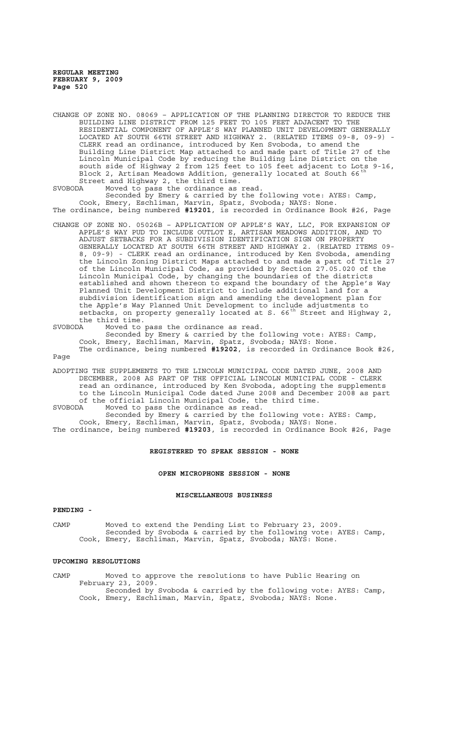CHANGE OF ZONE NO. 08069 – APPLICATION OF THE PLANNING DIRECTOR TO REDUCE THE BUILDING LINE DISTRICT FROM 125 FEET TO 105 FEET ADJACENT TO THE RESIDENTIAL COMPONENT OF APPLE'S WAY PLANNED UNIT DEVELOPMENT GENERALLY LOCATED AT SOUTH 66TH STREET AND HIGHWAY 2. (RELATED ITEMS 09-8, 09-9) - CLERK read an ordinance, introduced by Ken Svoboda, to amend the Building Line District Map attached to and made part of Title 27 of the Lincoln Municipal Code by reducing the Building Line District on the south side of Highway 2 from 125 feet to 105 feet adjacent to Lots 9-16, Block 2, Artisan Meadows Addition, generally located at South 66th Street and Highway 2, the third time.

SVOBODA Moved to pass the ordinance as read.

Seconded by Emery & carried by the following vote: AYES: Camp, Cook, Emery, Eschliman, Marvin, Spatz, Svoboda; NAYS: None.

The ordinance, being numbered **#19201**, is recorded in Ordinance Book #26, Page

CHANGE OF ZONE NO. 05026B – APPLICATION OF APPLE'S WAY, LLC, FOR EXPANSION OF APPLE'S WAY PUD TO INCLUDE OUTLOT E, ARTISAN MEADOWS ADDITION, AND TO ADJUST SETBACKS FOR A SUBDIVISION IDENTIFICATION SIGN ON PROPERTY GENERALLY LOCATED AT SOUTH 66TH STREET AND HIGHWAY 2. (RELATED ITEMS 09-8, 09-9) - CLERK read an ordinance, introduced by Ken Svoboda, amending the Lincoln Zoning District Maps attached to and made a part of Title 27 of the Lincoln Municipal Code, as provided by Section 27.05.020 of the Lincoln Municipal Code, by changing the boundaries of the districts established and shown thereon to expand the boundary of the Apple's Way Planned Unit Development District to include additional land for a subdivision identification sign and amending the development plan for the Apple's Way Planned Unit Development to include adjustments to setbacks, on property generally located at S. 66th Street and Highway 2, the third time.

SVOBODA Moved to pass the ordinance as read.

Seconded by Emery & carried by the following vote: AYES: Camp, Cook, Emery, Eschliman, Marvin, Spatz, Svoboda; NAYS: None.

The ordinance, being numbered **#19202**, is recorded in Ordinance Book #26, Page

ADOPTING THE SUPPLEMENTS TO THE LINCOLN MUNICIPAL CODE DATED JUNE, 2008 AND DECEMBER, 2008 AS PART OF THE OFFICIAL LINCOLN MUNICIPAL CODE - CLERK read an ordinance, introduced by Ken Svoboda, adopting the supplements to the Lincoln Municipal Code dated June 2008 and December 2008 as part of the official Lincoln Municipal Code, the third time.

SVOBODA Moved to pass the ordinance as read.

Seconded by Emery & carried by the following vote: AYES: Camp, Cook, Emery, Eschliman, Marvin, Spatz, Svoboda; NAYS: None.

The ordinance, being numbered **#19203**, is recorded in Ordinance Book #26, Page

**REGISTERED TO SPEAK SESSION - NONE**

**OPEN MICROPHONE SESSION - NONE**

**MISCELLANEOUS BUSINESS**

**PENDING -**

CAMP Moved to extend the Pending List to February 23, 2009.

Seconded by Svoboda & carried by the following vote: AYES: Camp, Cook, Emery, Eschliman, Marvin, Spatz, Svoboda; NAYS: None.

**UPCOMING RESOLUTIONS**

CAMP Moved to approve the resolutions to have Public Hearing on February 23, 2009.

Seconded by Svoboda & carried by the following vote: AYES: Camp, Cook, Emery, Eschliman, Marvin, Spatz, Svoboda; NAYS: None.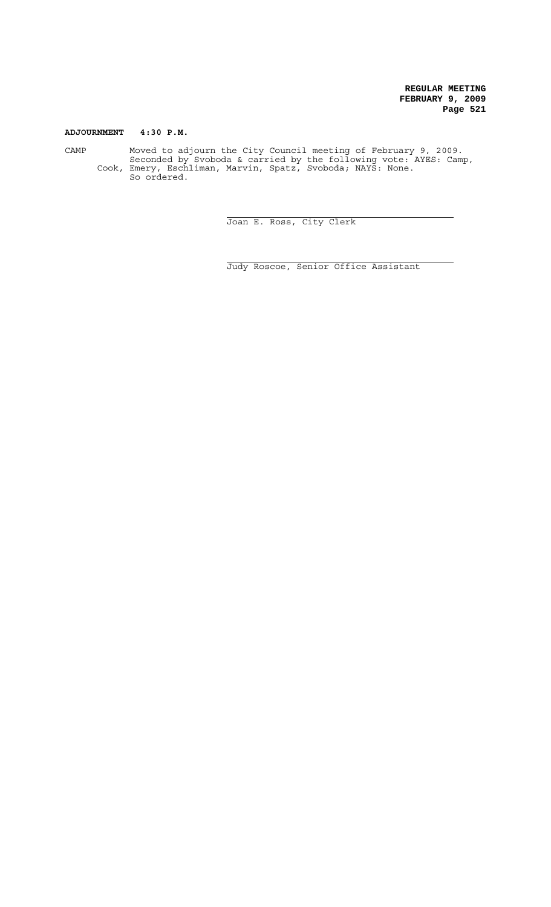**ADJOURNMENT 4:30 P.M.**

CAMP Moved to adjourn the City Council meeting of February 9, 2009. Seconded by Svoboda & carried by the following vote: AYES: Camp, Cook, Emery, Eschliman, Marvin, Spatz, Svoboda; NAYS: None. So ordered.

Joan E. Ross, City Clerk

Judy Roscoe, Senior Office Assistant